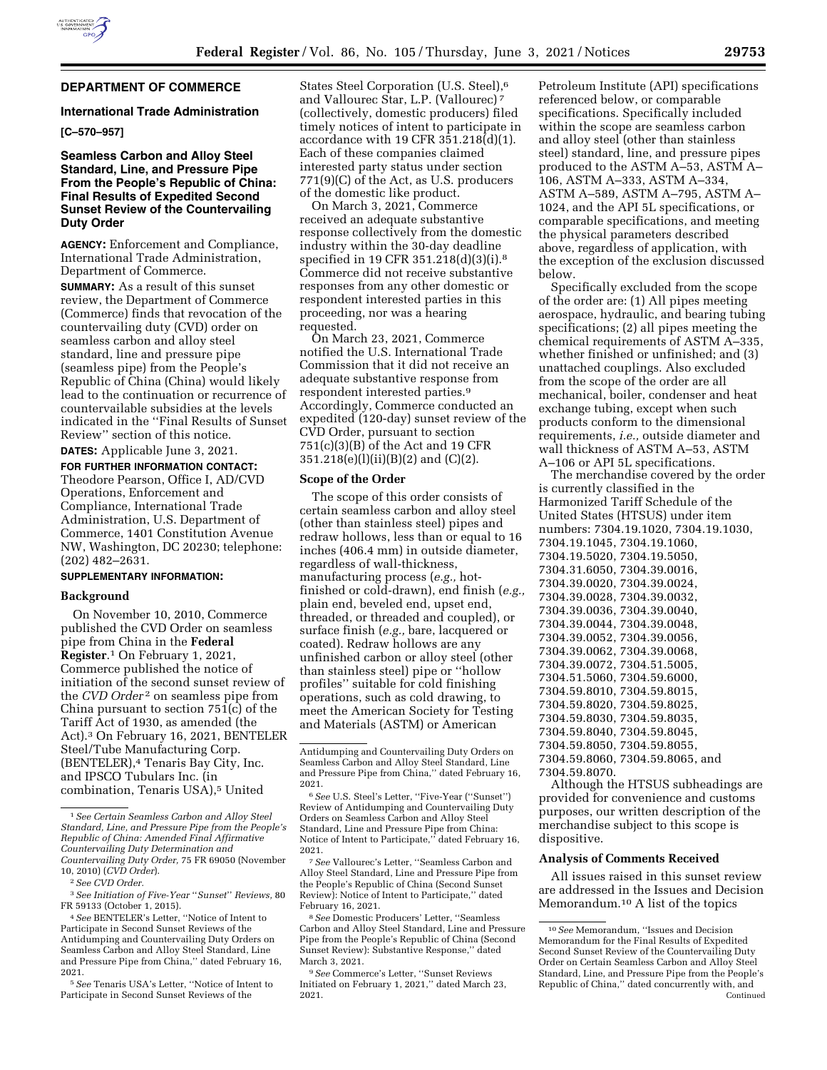## DEPARTMENT OF COMMERCE

### International Trade Administration

**[C–570–957]**

### Seamless Carbon and Alloy Steel Standard, Line, and Pressure Pipe From the People's Republic of China: Final Results of Expedited Second Sunset Review of the Countervailing Duty Order

**AGENCY:** Enforcement and Compliance, International Trade Administration, Department of Commerce.

**SUMMARY:** As a result of this sunset review, the Department of Commerce (Commerce) finds that revocation of the countervailing duty (CVD) order on seamless carbon and alloy steel standard, line and pressure pipe (seamless pipe) from the People's Republic of China (China) would likely lead to the continuation or recurrence of countervailable subsidies at the levels indicated in the ''Final Results of Sunset Review'' section of this notice.

**DATES:** Applicable June 3, 2021.

**FOR FURTHER INFORMATION CONTACT:** Theodore Pearson, Office I, AD/CVD Operations, Enforcement and Compliance, International Trade Administration, U.S. Department of Commerce, 1401 Constitution Avenue NW, Washington, DC 20230; telephone: (202) 482–2631.

**SUPPLEMENTARY INFORMATION:**

### Background

On November 10, 2010, Commerce published the CVD Order on seamless pipe from China in the **Federal Register**.[1] On February 1, 2021, Commerce published the notice of initiation of the second sunset review of the *CVD Order*[2] on seamless pipe from China pursuant to section 751(c) of the Tariff Act of 1930, as amended (the Act).[3] On February 16, 2021, BENTELER Steel/Tube Manufacturing Corp. (BENTELER),[4] Tenaris Bay City, Inc. and IPSCO Tubulars Inc. (in combination, Tenaris USA),[5] United States Steel Corporation (U.S. Steel),[6] and Vallourec Star, L.P. (Vallourec)[7] (collectively, domestic producers) filed timely notices of intent to participate in accordance with 19 CFR 351.218(d)(1). Each of these companies claimed interested party status under section 771(9)(C) of the Act, as U.S. producers of the domestic like product.

On March 3, 2021, Commerce received an adequate substantive response collectively from the domestic industry within the 30-day deadline specified in 19 CFR 351.218(d)(3)(i).[8] Commerce did not receive substantive responses from any other domestic or respondent interested parties in this proceeding, nor was a hearing requested.

On March 23, 2021, Commerce notified the U.S. International Trade Commission that it did not receive an adequate substantive response from respondent interested parties.[9] Accordingly, Commerce conducted an expedited (120-day) sunset review of the CVD Order, pursuant to section 751(c)(3)(B) of the Act and 19 CFR 351.218(e)(l)(ii)(B)(2) and (C)(2).

### Scope of the Order

The scope of this order consists of certain seamless carbon and alloy steel (other than stainless steel) pipes and redraw hollows, less than or equal to 16 inches (406.4 mm) in outside diameter, regardless of wall-thickness, manufacturing process (*e.g.,* hot-finished or cold-drawn), end finish (*e.g.,* plain end, beveled end, upset end, threaded, or threaded and coupled), or surface finish (*e.g.,* bare, lacquered or coated). Redraw hollows are any unfinished carbon or alloy steel (other than stainless steel) pipe or ''hollow profiles'' suitable for cold finishing operations, such as cold drawing, to meet the American Society for Testing and Materials (ASTM) or American Petroleum Institute (API) specifications referenced below, or comparable specifications. Specifically included within the scope are seamless carbon and alloy steel (other than stainless steel) standard, line, and pressure pipes produced to the ASTM A–53, ASTM A–106, ASTM A–333, ASTM A–334, ASTM A–589, ASTM A–795, ASTM A–1024, and the API 5L specifications, or comparable specifications, and meeting the physical parameters described above, regardless of application, with the exception of the exclusion discussed below.

Specifically excluded from the scope of the order are: (1) All pipes meeting aerospace, hydraulic, and bearing tubing specifications; (2) all pipes meeting the chemical requirements of ASTM A–335, whether finished or unfinished; and (3) unattached couplings. Also excluded from the scope of the order are all mechanical, boiler, condenser and heat exchange tubing, except when such products conform to the dimensional requirements, *i.e.,* outside diameter and wall thickness of ASTM A–53, ASTM A–106 or API 5L specifications.

The merchandise covered by the order is currently classified in the Harmonized Tariff Schedule of the United States (HTSUS) under item numbers: 7304.19.1020, 7304.19.1030, 7304.19.1045, 7304.19.1060, 7304.19.5020, 7304.19.5050, 7304.31.6050, 7304.39.0016, 7304.39.0020, 7304.39.0024, 7304.39.0028, 7304.39.0032, 7304.39.0036, 7304.39.0040, 7304.39.0044, 7304.39.0048, 7304.39.0052, 7304.39.0056, 7304.39.0062, 7304.39.0068, 7304.39.0072, 7304.51.5005, 7304.51.5060, 7304.59.6000, 7304.59.8010, 7304.59.8015, 7304.59.8020, 7304.59.8025, 7304.59.8030, 7304.59.8035, 7304.59.8040, 7304.59.8045, 7304.59.8050, 7304.59.8055, 7304.59.8060, 7304.59.8065, and 7304.59.8070.

Although the HTSUS subheadings are provided for convenience and customs purposes, our written description of the merchandise subject to this scope is dispositive.

### Analysis of Comments Received

All issues raised in this sunset review are addressed in the Issues and Decision Memorandum.[10] A list of the topics

---

[1] *See Certain Seamless Carbon and Alloy Steel Standard, Line, and Pressure Pipe from the People's Republic of China: Amended Final Affirmative Countervailing Duty Determination and Countervailing Duty Order,* 75 FR 69050 (November 10, 2010) (*CVD Order*).

[2] *See CVD Order.*

[3] *See Initiation of Five-Year ''Sunset'' Reviews,* 80 FR 59133 (October 1, 2015).

[4] *See* BENTELER's Letter, ''Notice of Intent to Participate in Second Sunset Reviews of the Antidumping and Countervailing Duty Orders on Seamless Carbon and Alloy Steel Standard, Line and Pressure Pipe from China,'' dated February 16, 2021.

[5] *See* Tenaris USA's Letter, ''Notice of Intent to Participate in Second Sunset Reviews of the Antidumping and Countervailing Duty Orders on Seamless Carbon and Alloy Steel Standard, Line and Pressure Pipe from China,'' dated February 16, 2021.

[6] *See* U.S. Steel's Letter, ''Five-Year (''Sunset'') Review of Antidumping and Countervailing Duty Orders on Seamless Carbon and Alloy Steel Standard, Line and Pressure Pipe from China: Notice of Intent to Participate,'' dated February 16, 2021.

[7] *See* Vallourec's Letter, ''Seamless Carbon and Alloy Steel Standard, Line and Pressure Pipe from the People's Republic of China (Second Sunset Review): Notice of Intent to Participate,'' dated February 16, 2021.

[8] *See* Domestic Producers' Letter, ''Seamless Carbon and Alloy Steel Standard, Line and Pressure Pipe from the People's Republic of China (Second Sunset Review): Substantive Response,'' dated March 3, 2021.

[9] *See* Commerce's Letter, ''Sunset Reviews Initiated on February 1, 2021,'' dated March 23, 2021.

[10] *See* Memorandum, ''Issues and Decision Memorandum for the Final Results of Expedited Second Sunset Review of the Countervailing Duty Order on Certain Seamless Carbon and Alloy Steel Standard, Line, and Pressure Pipe from the People's Republic of China,'' dated concurrently with, and Continued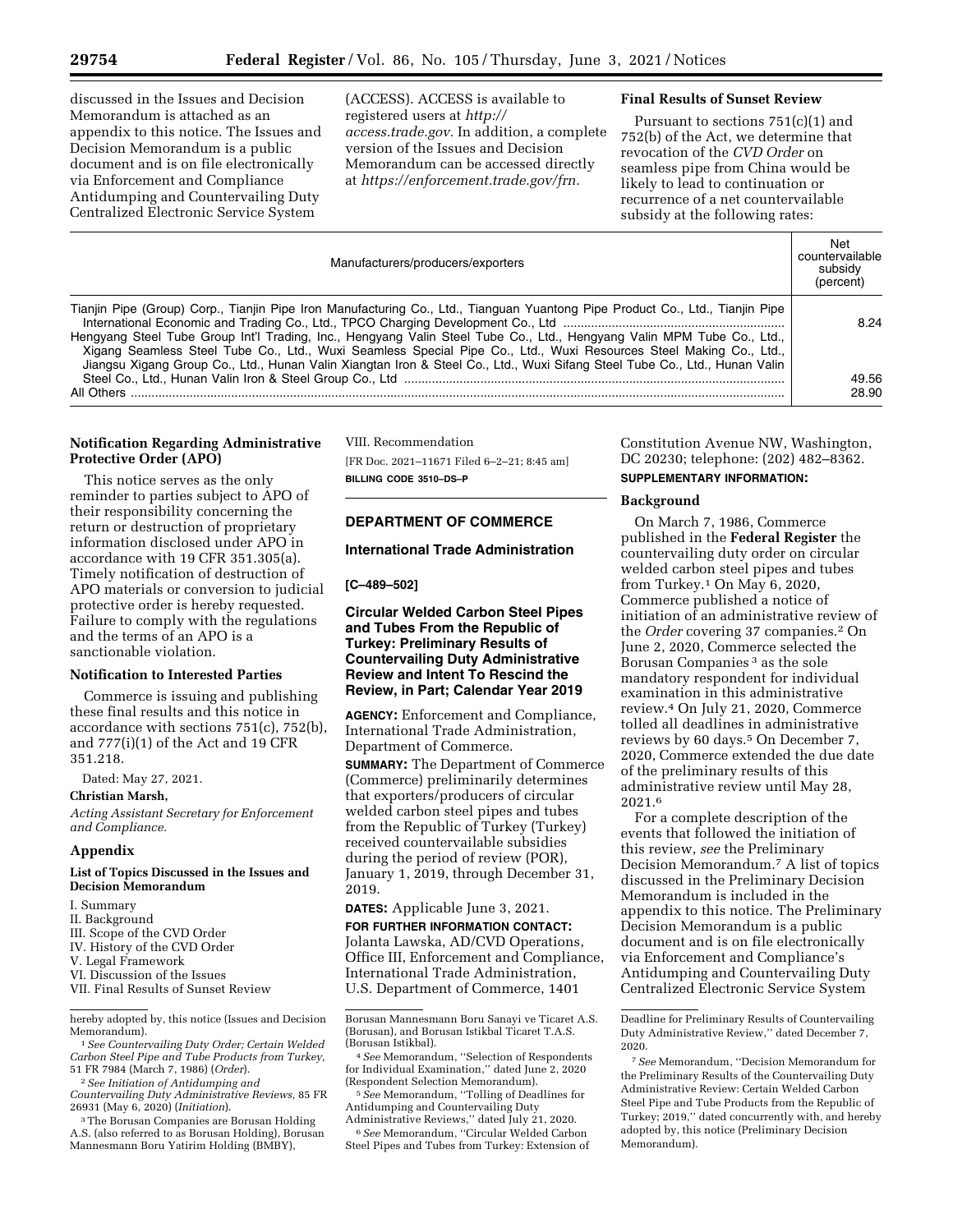discussed in the Issues and Decision Memorandum is attached as an appendix to this notice. The Issues and Decision Memorandum is a public document and is on file electronically via Enforcement and Compliance Antidumping and Countervailing Duty Centralized Electronic Service System (ACCESS). ACCESS is available to registered users at *http://access.trade.gov.* In addition, a complete version of the Issues and Decision Memorandum can be accessed directly at *https://enforcement.trade.gov/frn.*

### Final Results of Sunset Review

Pursuant to sections 751(c)(1) and 752(b) of the Act, we determine that revocation of the *CVD Order* on seamless pipe from China would be likely to lead to continuation or recurrence of a net countervailable subsidy at the following rates:

| Manufacturers/producers/exporters | Net countervailable subsidy (percent) |
|---|---|
| Tianjin Pipe (Group) Corp., Tianjin Pipe Iron Manufacturing Co., Ltd., Tianguan Yuantong Pipe Product Co., Ltd., Tianjin Pipe International Economic and Trading Co., Ltd., TPCO Charging Development Co., Ltd | 8.24 |
| Hengyang Steel Tube Group Int'l Trading, Inc., Hengyang Valin Steel Tube Co., Ltd., Hengyang Valin MPM Tube Co., Ltd., Xigang Seamless Steel Tube Co., Ltd., Wuxi Seamless Special Pipe Co., Ltd., Wuxi Resources Steel Making Co., Ltd., Jiangsu Xigang Group Co., Ltd., Hunan Valin Xiangtan Iron & Steel Co., Ltd., Wuxi Sifang Steel Tube Co., Ltd., Hunan Valin Steel Co., Ltd., Hunan Valin Iron & Steel Group Co., Ltd | 49.56 |
| All Others | 28.90 |

### Notification Regarding Administrative Protective Order (APO)

This notice serves as the only reminder to parties subject to APO of their responsibility concerning the return or destruction of proprietary information disclosed under APO in accordance with 19 CFR 351.305(a). Timely notification of destruction of APO materials or conversion to judicial protective order is hereby requested. Failure to comply with the regulations and the terms of an APO is a sanctionable violation.

### Notification to Interested Parties

Commerce is issuing and publishing these final results and this notice in accordance with sections 751(c), 752(b), and 777(i)(1) of the Act and 19 CFR 351.218.

Dated: May 27, 2021.

**Christian Marsh,**

*Acting Assistant Secretary for Enforcement and Compliance.*

### Appendix

#### List of Topics Discussed in the Issues and Decision Memorandum

I. Summary
II. Background
III. Scope of the CVD Order
IV. History of the CVD Order
V. Legal Framework
VI. Discussion of the Issues
VII. Final Results of Sunset Review
VIII. Recommendation

[FR Doc. 2021–11671 Filed 6–2–21; 8:45 am]

**BILLING CODE 3510–DS–P**

hereby adopted by, this notice (Issues and Decision Memorandum).

---

## DEPARTMENT OF COMMERCE

### International Trade Administration

**[C–489–502]**

### Circular Welded Carbon Steel Pipes and Tubes From the Republic of Turkey: Preliminary Results of Countervailing Duty Administrative Review and Intent To Rescind the Review, in Part; Calendar Year 2019

**AGENCY:** Enforcement and Compliance, International Trade Administration, Department of Commerce.

**SUMMARY:** The Department of Commerce (Commerce) preliminarily determines that exporters/producers of circular welded carbon steel pipes and tubes from the Republic of Turkey (Turkey) received countervailable subsidies during the period of review (POR), January 1, 2019, through December 31, 2019.

**DATES:** Applicable June 3, 2021.

**FOR FURTHER INFORMATION CONTACT:** Jolanta Lawska, AD/CVD Operations, Office III, Enforcement and Compliance, International Trade Administration, U.S. Department of Commerce, 1401 Constitution Avenue NW, Washington, DC 20230; telephone: (202) 482–8362.

**SUPPLEMENTARY INFORMATION:**

### Background

On March 7, 1986, Commerce published in the **Federal Register** the countervailing duty order on circular welded carbon steel pipes and tubes from Turkey.[1] On May 6, 2020, Commerce published a notice of initiation of an administrative review of the *Order* covering 37 companies.[2] On June 2, 2020, Commerce selected the Borusan Companies[3] as the sole mandatory respondent for individual examination in this administrative review.[4] On July 21, 2020, Commerce tolled all deadlines in administrative reviews by 60 days.[5] On December 7, 2020, Commerce extended the due date of the preliminary results of this administrative review until May 28, 2021.[6]

For a complete description of the events that followed the initiation of this review, *see* the Preliminary Decision Memorandum.[7] A list of topics discussed in the Preliminary Decision Memorandum is included in the appendix to this notice. The Preliminary Decision Memorandum is a public document and is on file electronically via Enforcement and Compliance's Antidumping and Countervailing Duty Centralized Electronic Service System

[1] *See Countervailing Duty Order; Certain Welded Carbon Steel Pipe and Tube Products from Turkey,* 51 FR 7984 (March 7, 1986) (*Order*).

[2] *See Initiation of Antidumping and Countervailing Duty Administrative Reviews,* 85 FR 26931 (May 6, 2020) (*Initiation*).

[3] The Borusan Companies are Borusan Holding A.S. (also referred to as Borusan Holding), Borusan Mannesmann Boru Yatirim Holding (BMBY), Borusan Mannesmann Boru Sanayi ve Ticaret A.S. (Borusan), and Borusan Istikbal Ticaret T.A.S. (Borusan Istikbal).

[4] *See* Memorandum, ''Selection of Respondents for Individual Examination,'' dated June 2, 2020 (Respondent Selection Memorandum).

[5] *See* Memorandum, ''Tolling of Deadlines for Antidumping and Countervailing Duty Administrative Reviews,'' dated July 21, 2020.

[6] *See* Memorandum, ''Circular Welded Carbon Steel Pipes and Tubes from Turkey: Extension of Deadline for Preliminary Results of Countervailing Duty Administrative Review,'' dated December 7, 2020.

[7] *See* Memorandum, ''Decision Memorandum for the Preliminary Results of the Countervailing Duty Administrative Review: Certain Welded Carbon Steel Pipe and Tube Products from the Republic of Turkey; 2019,'' dated concurrently with, and hereby adopted by, this notice (Preliminary Decision Memorandum).